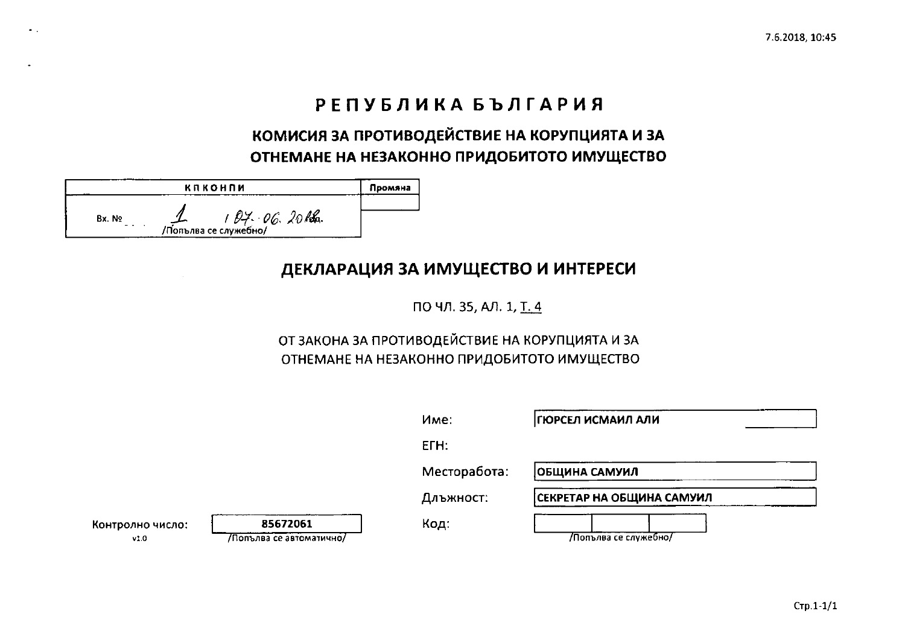# РЕПУБЛИКА БЪЛГАРИЯ

## КОМИСИЯ ЗА ПРОТИВОДЕЙСТВИЕ НА КОРУПЦИЯТА И ЗА ОТНЕМАНЕ НА НЕЗАКОННО ПРИДОБИТОТО ИМУЩЕСТВО

| КПКОНПИ | Промяна |
|---|---|
| Вх. № 1 / 07. 06. 2018г. /Попълва се служебно/ | |

## ДЕКЛАРАЦИЯ ЗА ИМУЩЕСТВО И ИНТЕРЕСИ

ПО ЧЛ. 35, АЛ. 1, Т. 4

ОТ ЗАКОНА ЗА ПРОТИВОДЕЙСТВИЕ НА КОРУПЦИЯТА И ЗА ОТНЕМАНЕ НА НЕЗАКОННО ПРИДОБИТОТО ИМУЩЕСТВО

Име: ГЮРСЕЛ ИСМАИЛ АЛИ

ЕГН:

Месторабота: ОБЩИНА САМУИЛ

Длъжност: СЕКРЕТАР НА ОБЩИНА САМУИЛ

Контролно число: 85672061 /Попълва се автоматично/

v1.0

Код: /Попълва се служебно/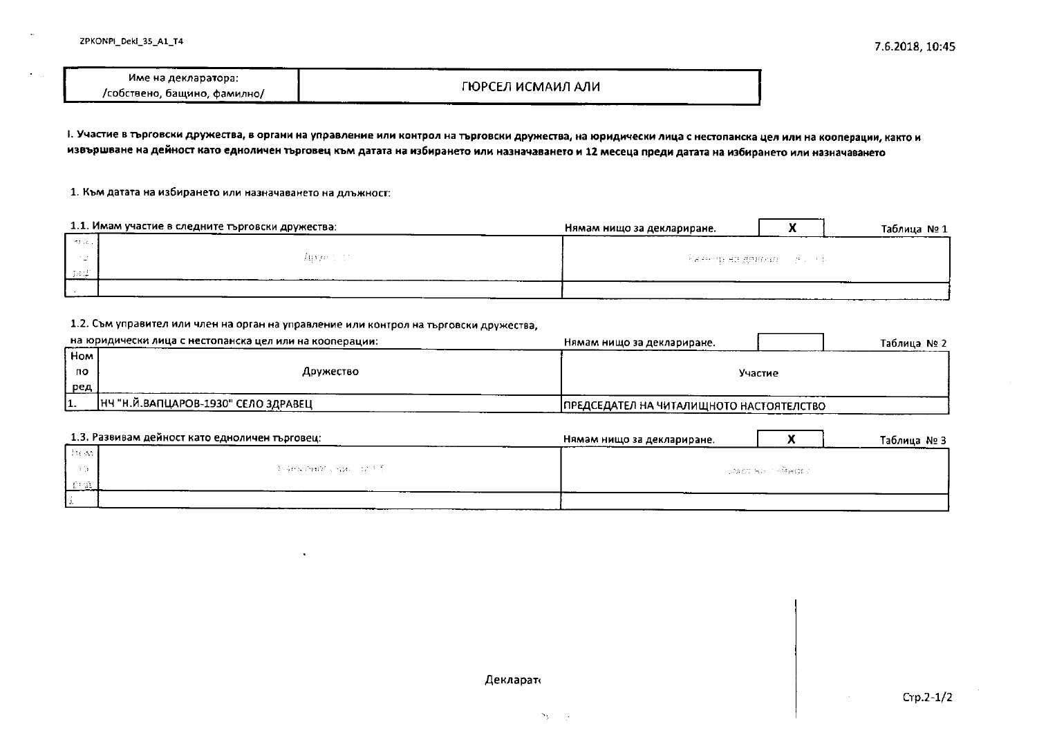| Име на декларатора: /собствено, бащино, фамилно/ | ГЮРСЕЛ ИСМАИЛ АЛИ |
|---|---|

**I. Участие в търговски дружества, в органи на управление или контрол на търговски дружества, на юридически лица с нестопанска цел или на кооперации, както и извършване на дейност като едноличен търговец към датата на избирането или назначаването и 12 месеца преди датата на избирането или назначаването**

1. Към датата на избирането или назначаването на длъжност:

1.1. Имам участие в следните търговски дружества: Нямам нищо за деклариране. **X** Таблица № 1

| Ном по ред | Дружество | Размер на дялово участие |
|---|---|---|
| 1. | | |

1.2. Съм управител или член на орган на управление или контрол на търговски дружества, на юридически лица с нестопанска цел или на кооперации: Нямам нищо за деклариране. Таблица № 2

| Ном по ред | Дружество | Участие |
|---|---|---|
| 1. | НЧ "Н.Й.ВАПЦАРОВ-1930" СЕЛО ЗДРАВЕЦ | ПРЕДСЕДАТЕЛ НА ЧИТАЛИЩНОТО НАСТОЯТЕЛСТВО |

1.3. Развивам дейност като едноличен търговец: Нямам нищо за деклариране. **X** Таблица № 3

| Ном по ред | Едноличен търговец | Предмет на дейност |
|---|---|---|
| 1. | | |

Деклараті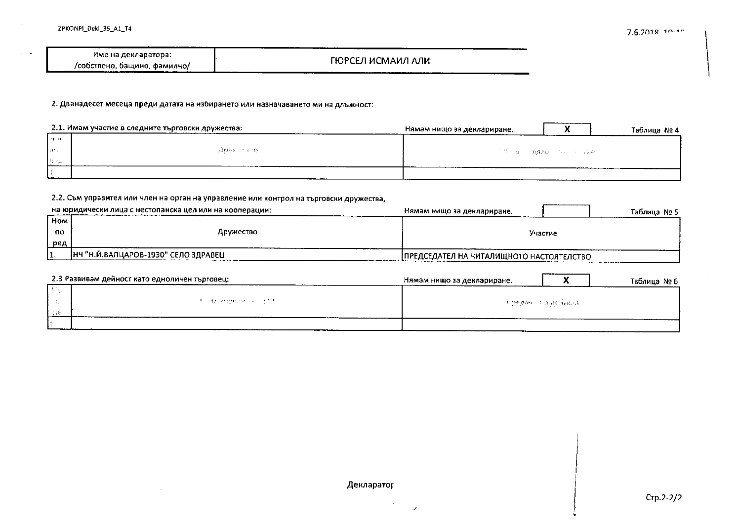| Име на декларатора: /собствено, бащино, фамилно/ | ГЮРСЕЛ ИСМАИЛ АЛИ |
|---|---|

2. Дванадесет месеца **преди** датата на избирането или назначаването ми на длъжност:

2.1. Имам участие в следните търговски дружества: Нямам нищо за деклариране. **X** Таблица № 4

| Ном по ред | Дружество | Размер на дялово участие |
|---|---|---|
| 1 | | |

2.2. Съм управител или член на орган на управление или контрол на търговски дружества, на юридически лица с нестопанска цел или на кооперации: Нямам нищо за деклариране. Таблица № 5

| Ном по ред | Дружество | Участие |
|---|---|---|
| 1. | НЧ "Н.Й.ВАПЦАРОВ-1930" СЕЛО ЗДРАВЕЦ | ПРЕДСЕДАТЕЛ НА ЧИТАЛИЩНОТО НАСТОЯТЕЛСТВО |

2.3 Развивам дейност като едноличен търговец: Нямам нищо за деклариране. **X** Таблица № 6

| Ном по ред | Наименование на ЕТ | Предмет на дейност |
|---|---|---|
| 1 | | |

Декларатор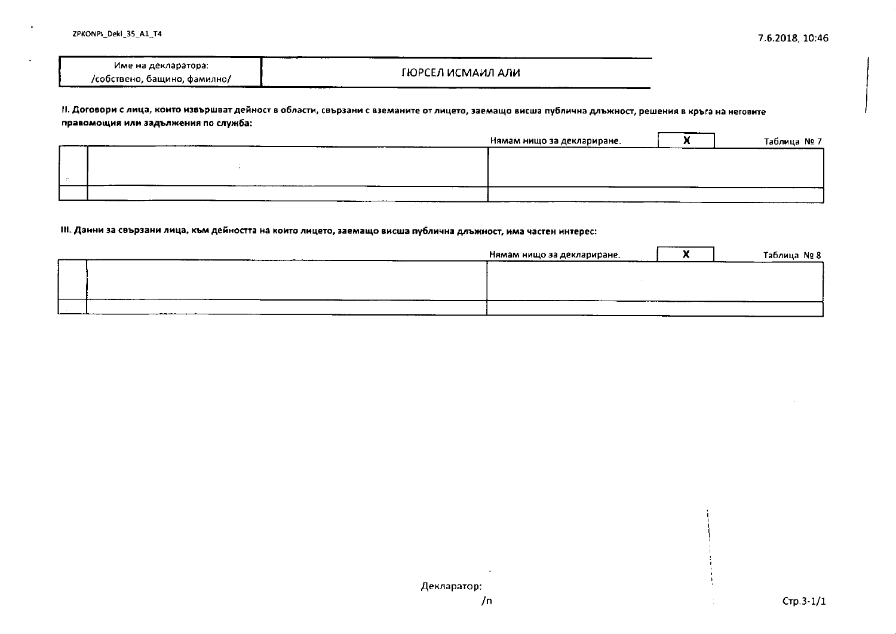| Име на декларатора: /собствено, бащино, фамилно/ | ГЮРСЕЛ ИСМАИЛ АЛИ |
|---|---|

**II. Договори с лица, които извършват дейност в области, свързани с вземаните от лицето, заемащо висша публична длъжност, решения в кръга на неговите правомощия или задължения по служба:**

Нямам нищо за деклариране. **X** Таблица № 7

| | | |
|---|---|---|
| | | |
| | | |

**III. Данни за свързани лица, към дейността на които лицето, заемащо висша публична длъжност, има частен интерес:**

Нямам нищо за деклариране. **X** Таблица № 8

| | | |
|---|---|---|
| | | |
| | | |

Декларатор:
/п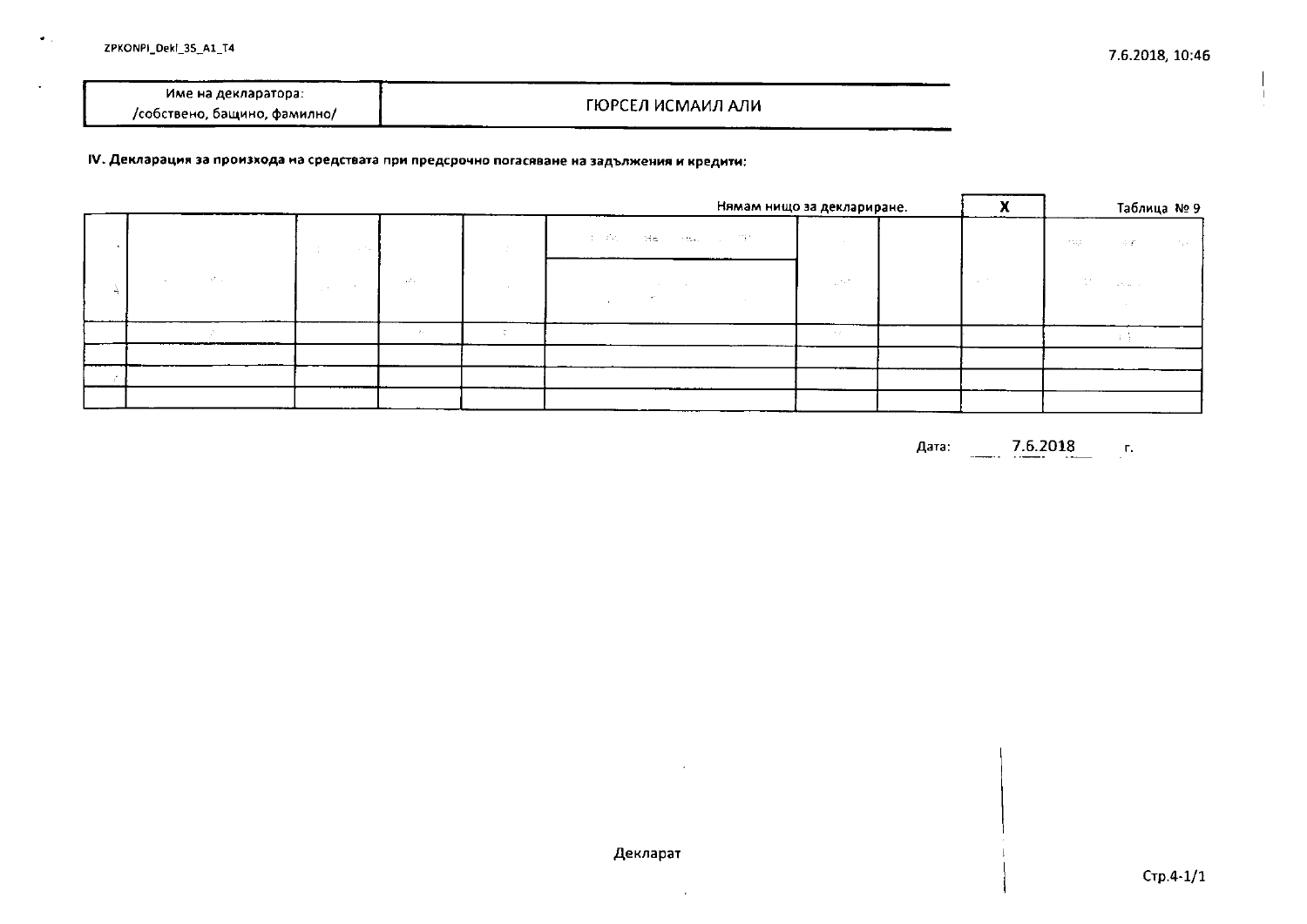| Име на декларатора: /собствено, бащино, фамилно/ | ГЮРСЕЛ ИСМАИЛ АЛИ |
|---|---|

**IV. Декларация за произхода на средствата при предсрочно погасяване на задължения и кредити:**

Нямам нищо за деклариране. **X**

Таблица № 9

| | | | | | | | | | |
|---|---|---|---|---|---|---|---|---|---|
| | | | | | | | | | |
| | | | | | | | | | |
| | | | | | | | | | |
| | | | | | | | | | |

Дата: 7.6.2018 г.

Декларат